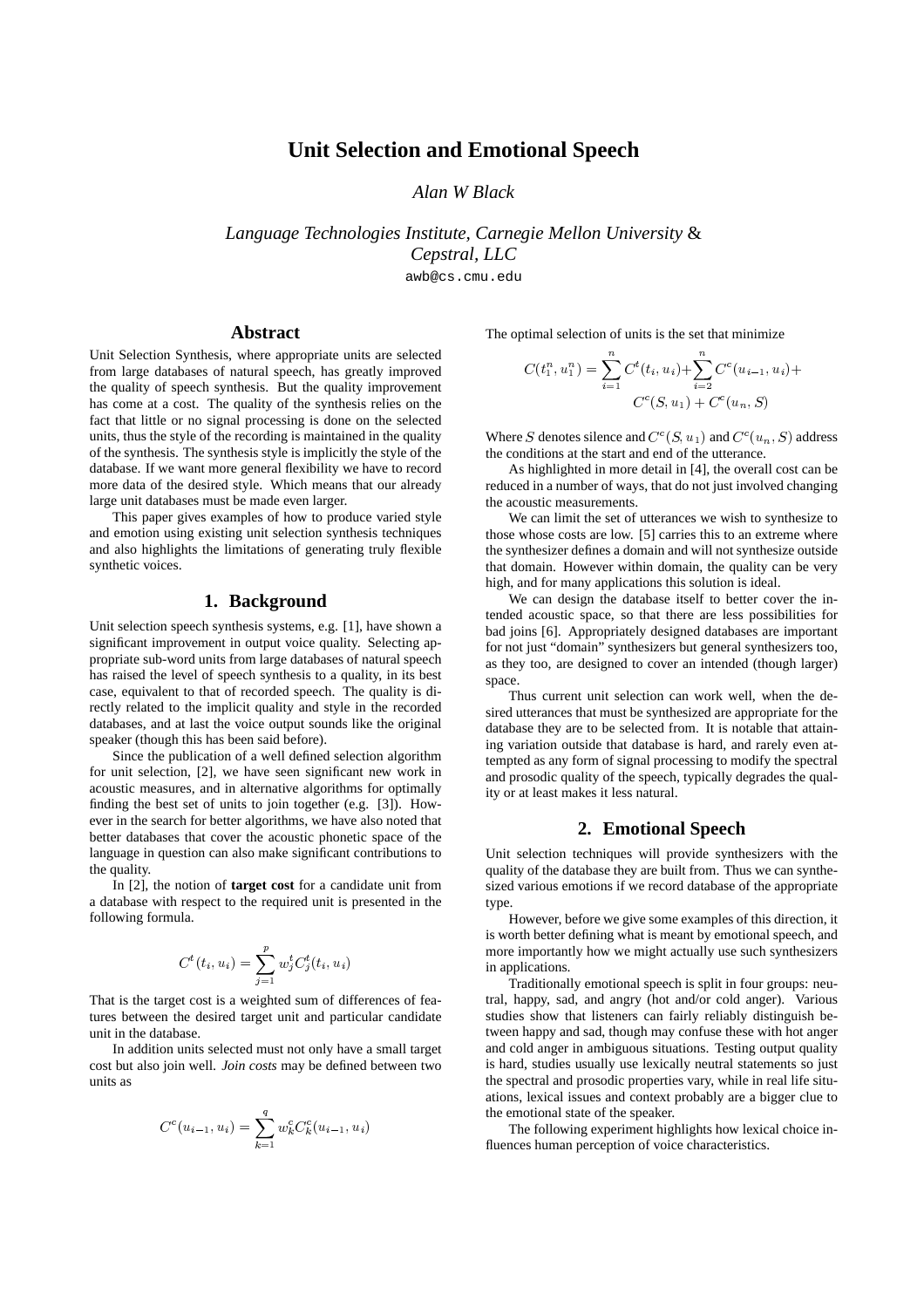# Unit Selection and Emotional Speech

*Alan W Black*

*Language Technologies Institute, Carnegie Mellon University & Cepstral, LLC*

awb@cs.cmu.edu

## Abstract

Unit Selection Synthesis, where appropriate units are selected from large databases of natural speech, has greatly improved the quality of speech synthesis. But the quality improvement has come at a cost. The quality of the synthesis relies on the fact that little or no signal processing is done on the selected units, thus the style of the recording is maintained in the quality of the synthesis. The synthesis style is implicitly the style of the database. If we want more general flexibility we have to record more data of the desired style. Which means that our already large unit databases must be made even larger.

This paper gives examples of how to produce varied style and emotion using existing unit selection synthesis techniques and also highlights the limitations of generating truly flexible synthetic voices.

## 1. Background

Unit selection speech synthesis systems, e.g. [1], have shown a significant improvement in output voice quality. Selecting appropriate sub-word units from large databases of natural speech has raised the level of speech synthesis to a quality, in its best case, equivalent to that of recorded speech. The quality is directly related to the implicit quality and style in the recorded databases, and at last the voice output sounds like the original speaker (though this has been said before).

Since the publication of a well defined selection algorithm for unit selection, [2], we have seen significant new work in acoustic measures, and in alternative algorithms for optimally finding the best set of units to join together (e.g. [3]). However in the search for better algorithms, we have also noted that better databases that cover the acoustic phonetic space of the language in question can also make significant contributions to the quality.

In [2], the notion of **target cost** for a candidate unit from a database with respect to the required unit is presented in the following formula.

$$C^t(t_i, u_i) = \sum_{j=1}^{p} w_j^t C_j^t(t_i, u_i)$$

That is the target cost is a weighted sum of differences of features between the desired target unit and particular candidate unit in the database.

In addition units selected must not only have a small target cost but also join well. *Join costs* may be defined between two units as

$$C^c(u_{i-1}, u_i) = \sum_{k=1}^{q} w_k^c C_k^c(u_{i-1}, u_i)$$

The optimal selection of units is the set that minimize

$$C(t_1^n, u_1^n) = \sum_{i=1}^{n} C^t(t_i, u_i) + \sum_{i=2}^{n} C^c(u_{i-1}, u_i) + C^c(S, u_1) + C^c(u_n, S)$$

Where $S$ denotes silence and $C^c(S, u_1)$ and $C^c(u_n, S)$ address the conditions at the start and end of the utterance.

As highlighted in more detail in [4], the overall cost can be reduced in a number of ways, that do not just involved changing the acoustic measurements.

We can limit the set of utterances we wish to synthesize to those whose costs are low. [5] carries this to an extreme where the synthesizer defines a domain and will not synthesize outside that domain. However within domain, the quality can be very high, and for many applications this solution is ideal.

We can design the database itself to better cover the intended acoustic space, so that there are less possibilities for bad joins [6]. Appropriately designed databases are important for not just "domain" synthesizers but general synthesizers too, as they too, are designed to cover an intended (though larger) space.

Thus current unit selection can work well, when the desired utterances that must be synthesized are appropriate for the database they are to be selected from. It is notable that attaining variation outside that database is hard, and rarely even attempted as any form of signal processing to modify the spectral and prosodic quality of the speech, typically degrades the quality or at least makes it less natural.

## 2. Emotional Speech

Unit selection techniques will provide synthesizers with the quality of the database they are built from. Thus we can synthesized various emotions if we record database of the appropriate type.

However, before we give some examples of this direction, it is worth better defining what is meant by emotional speech, and more importantly how we might actually use such synthesizers in applications.

Traditionally emotional speech is split in four groups: neutral, happy, sad, and angry (hot and/or cold anger). Various studies show that listeners can fairly reliably distinguish between happy and sad, though may confuse these with hot anger and cold anger in ambiguous situations. Testing output quality is hard, studies usually use lexically neutral statements so just the spectral and prosodic properties vary, while in real life situations, lexical issues and context probably are a bigger clue to the emotional state of the speaker.

The following experiment highlights how lexical choice influences human perception of voice characteristics.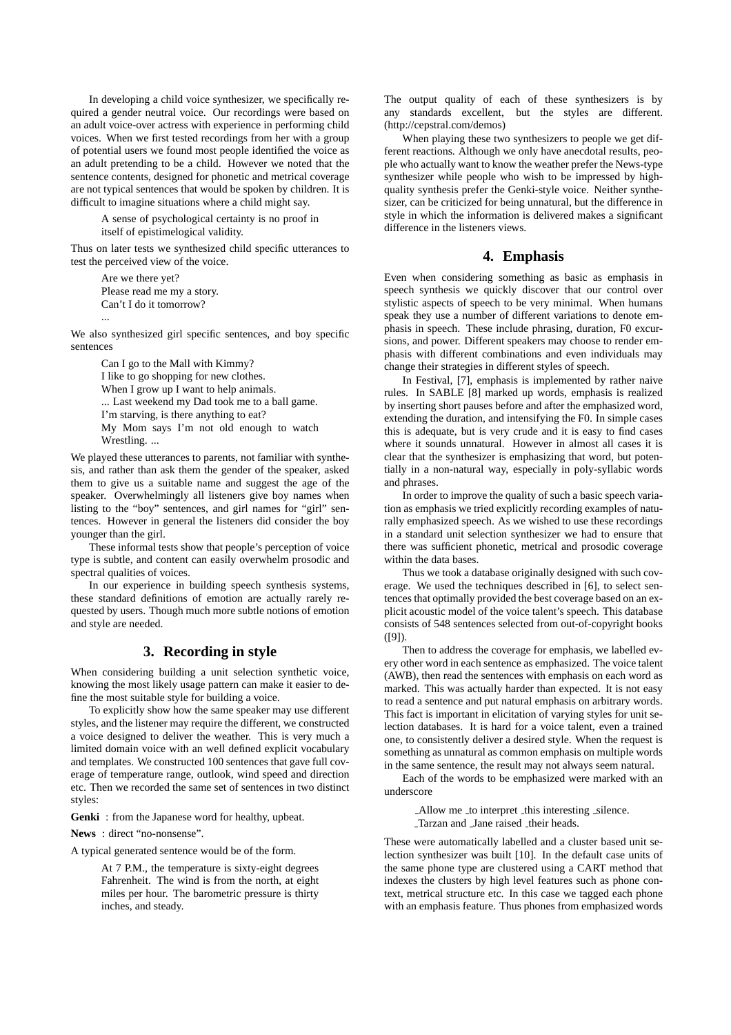In developing a child voice synthesizer, we specifically required a gender neutral voice. Our recordings were based on an adult voice-over actress with experience in performing child voices. When we first tested recordings from her with a group of potential users we found most people identified the voice as an adult pretending to be a child. However we noted that the sentence contents, designed for phonetic and metrical coverage are not typical sentences that would be spoken by children. It is difficult to imagine situations where a child might say.

> A sense of psychological certainty is no proof in itself of epistimelogical validity.

Thus on later tests we synthesized child specific utterances to test the perceived view of the voice.

> Are we there yet?
> Please read me my a story.
> Can't I do it tomorrow?
> ...

We also synthesized girl specific sentences, and boy specific sentences

> Can I go to the Mall with Kimmy?
> I like to go shopping for new clothes.
> When I grow up I want to help animals.
> ... Last weekend my Dad took me to a ball game.
> I'm starving, is there anything to eat?
> My Mom says I'm not old enough to watch Wrestling. ...

We played these utterances to parents, not familiar with synthesis, and rather than ask them the gender of the speaker, asked them to give us a suitable name and suggest the age of the speaker. Overwhelmingly all listeners give boy names when listing to the "boy" sentences, and girl names for "girl" sentences. However in general the listeners did consider the boy younger than the girl.

These informal tests show that people's perception of voice type is subtle, and content can easily overwhelm prosodic and spectral qualities of voices.

In our experience in building speech synthesis systems, these standard definitions of emotion are actually rarely requested by users. Though much more subtle notions of emotion and style are needed.

## 3. Recording in style

When considering building a unit selection synthetic voice, knowing the most likely usage pattern can make it easier to define the most suitable style for building a voice.

To explicitly show how the same speaker may use different styles, and the listener may require the different, we constructed a voice designed to deliver the weather. This is very much a limited domain voice with an well defined explicit vocabulary and templates. We constructed 100 sentences that gave full coverage of temperature range, outlook, wind speed and direction etc. Then we recorded the same set of sentences in two distinct styles:

**Genki** : from the Japanese word for healthy, upbeat.

**News** : direct "no-nonsense".

A typical generated sentence would be of the form.

> At 7 P.M., the temperature is sixty-eight degrees Fahrenheit. The wind is from the north, at eight miles per hour. The barometric pressure is thirty inches, and steady.

The output quality of each of these synthesizers is by any standards excellent, but the styles are different. (http://cepstral.com/demos)

When playing these two synthesizers to people we get different reactions. Although we only have anecdotal results, people who actually want to know the weather prefer the News-type synthesizer while people who wish to be impressed by high-quality synthesis prefer the Genki-style voice. Neither synthesizer, can be criticized for being unnatural, but the difference in style in which the information is delivered makes a significant difference in the listeners views.

## 4. Emphasis

Even when considering something as basic as emphasis in speech synthesis we quickly discover that our control over stylistic aspects of speech to be very minimal. When humans speak they use a number of different variations to denote emphasis in speech. These include phrasing, duration, F0 excursions, and power. Different speakers may choose to render emphasis with different combinations and even individuals may change their strategies in different styles of speech.

In Festival, [7], emphasis is implemented by rather naive rules. In SABLE [8] marked up words, emphasis is realized by inserting short pauses before and after the emphasized word, extending the duration, and intensifying the F0. In simple cases this is adequate, but is very crude and it is easy to find cases where it sounds unnatural. However in almost all cases it is clear that the synthesizer is emphasizing that word, but potentially in a non-natural way, especially in poly-syllabic words and phrases.

In order to improve the quality of such a basic speech variation as emphasis we tried explicitly recording examples of naturally emphasized speech. As we wished to use these recordings in a standard unit selection synthesizer we had to ensure that there was sufficient phonetic, metrical and prosodic coverage within the data bases.

Thus we took a database originally designed with such coverage. We used the techniques described in [6], to select sentences that optimally provided the best coverage based on an explicit acoustic model of the voice talent's speech. This database consists of 548 sentences selected from out-of-copyright books ([9]).

Then to address the coverage for emphasis, we labelled every other word in each sentence as emphasized. The voice talent (AWB), then read the sentences with emphasis on each word as marked. This was actually harder than expected. It is not easy to read a sentence and put natural emphasis on arbitrary words. This fact is important in elicitation of varying styles for unit selection databases. It is hard for a voice talent, even a trained one, to consistently deliver a desired style. When the request is something as unnatural as common emphasis on multiple words in the same sentence, the result may not always seem natural.

Each of the words to be emphasized were marked with an underscore

> _Allow me _to interpret _this interesting _silence.
> _Tarzan and _Jane raised _their heads.

These were automatically labelled and a cluster based unit selection synthesizer was built [10]. In the default case units of the same phone type are clustered using a CART method that indexes the clusters by high level features such as phone context, metrical structure etc. In this case we tagged each phone with an emphasis feature. Thus phones from emphasized words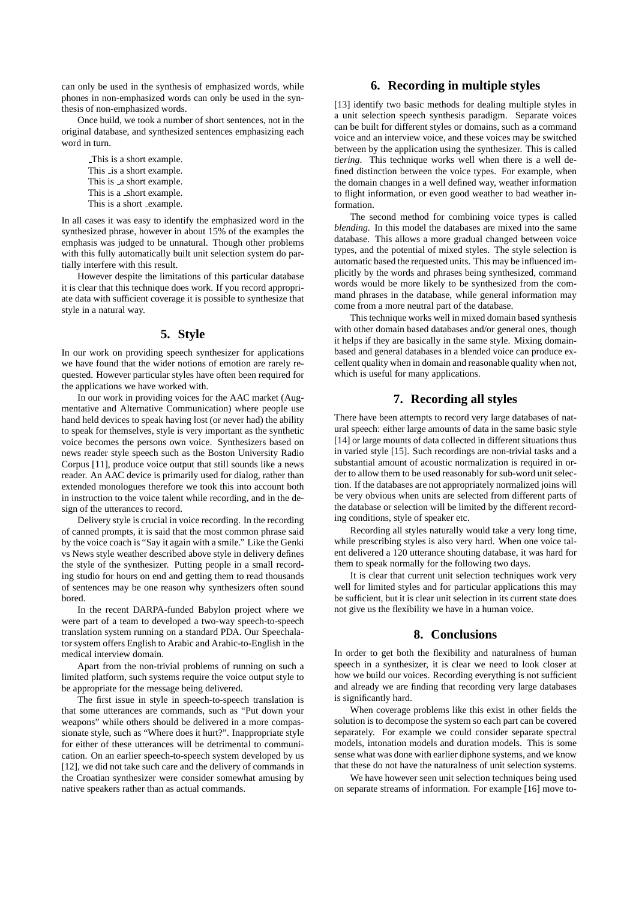can only be used in the synthesis of emphasized words, while phones in non-emphasized words can only be used in the synthesis of non-emphasized words.

Once build, we took a number of short sentences, not in the original database, and synthesized sentences emphasizing each word in turn.

> _This is a short example.
> This _is a short example.
> This is _a short example.
> This is a _short example.
> This is a short _example.

In all cases it was easy to identify the emphasized word in the synthesized phrase, however in about 15% of the examples the emphasis was judged to be unnatural. Though other problems with this fully automatically built unit selection system do partially interfere with this result.

However despite the limitations of this particular database it is clear that this technique does work. If you record appropriate data with sufficient coverage it is possible to synthesize that style in a natural way.

## 5. Style

In our work on providing speech synthesizer for applications we have found that the wider notions of emotion are rarely requested. However particular styles have often been required for the applications we have worked with.

In our work in providing voices for the AAC market (Augmentative and Alternative Communication) where people use hand held devices to speak having lost (or never had) the ability to speak for themselves, style is very important as the synthetic voice becomes the persons own voice. Synthesizers based on news reader style speech such as the Boston University Radio Corpus [11], produce voice output that still sounds like a news reader. An AAC device is primarily used for dialog, rather than extended monologues therefore we took this into account both in instruction to the voice talent while recording, and in the design of the utterances to record.

Delivery style is crucial in voice recording. In the recording of canned prompts, it is said that the most common phrase said by the voice coach is "Say it again with a smile." Like the Genki vs News style weather described above style in delivery defines the style of the synthesizer. Putting people in a small recording studio for hours on end and getting them to read thousands of sentences may be one reason why synthesizers often sound bored.

In the recent DARPA-funded Babylon project where we were part of a team to developed a two-way speech-to-speech translation system running on a standard PDA. Our Speechalator system offers English to Arabic and Arabic-to-English in the medical interview domain.

Apart from the non-trivial problems of running on such a limited platform, such systems require the voice output style to be appropriate for the message being delivered.

The first issue in style in speech-to-speech translation is that some utterances are commands, such as "Put down your weapons" while others should be delivered in a more compassionate style, such as "Where does it hurt?". Inappropriate style for either of these utterances will be detrimental to communication. On an earlier speech-to-speech system developed by us [12], we did not take such care and the delivery of commands in the Croatian synthesizer were consider somewhat amusing by native speakers rather than as actual commands.

## 6. Recording in multiple styles

[13] identify two basic methods for dealing multiple styles in a unit selection speech synthesis paradigm. Separate voices can be built for different styles or domains, such as a command voice and an interview voice, and these voices may be switched between by the application using the synthesizer. This is called *tiering*. This technique works well when there is a well defined distinction between the voice types. For example, when the domain changes in a well defined way, weather information to flight information, or even good weather to bad weather information.

The second method for combining voice types is called *blending*. In this model the databases are mixed into the same database. This allows a more gradual changed between voice types, and the potential of mixed styles. The style selection is automatic based the requested units. This may be influenced implicitly by the words and phrases being synthesized, command words would be more likely to be synthesized from the command phrases in the database, while general information may come from a more neutral part of the database.

This technique works well in mixed domain based synthesis with other domain based databases and/or general ones, though it helps if they are basically in the same style. Mixing domain-based and general databases in a blended voice can produce excellent quality when in domain and reasonable quality when not, which is useful for many applications.

## 7. Recording all styles

There have been attempts to record very large databases of natural speech: either large amounts of data in the same basic style [14] or large mounts of data collected in different situations thus in varied style [15]. Such recordings are non-trivial tasks and a substantial amount of acoustic normalization is required in order to allow them to be used reasonably for sub-word unit selection. If the databases are not appropriately normalized joins will be very obvious when units are selected from different parts of the database or selection will be limited by the different recording conditions, style of speaker etc.

Recording all styles naturally would take a very long time, while prescribing styles is also very hard. When one voice talent delivered a 120 utterance shouting database, it was hard for them to speak normally for the following two days.

It is clear that current unit selection techniques work very well for limited styles and for particular applications this may be sufficient, but it is clear unit selection in its current state does not give us the flexibility we have in a human voice.

## 8. Conclusions

In order to get both the flexibility and naturalness of human speech in a synthesizer, it is clear we need to look closer at how we build our voices. Recording everything is not sufficient and already we are finding that recording very large databases is significantly hard.

When coverage problems like this exist in other fields the solution is to decompose the system so each part can be covered separately. For example we could consider separate spectral models, intonation models and duration models. This is some sense what was done with earlier diphone systems, and we know that these do not have the naturalness of unit selection systems.

We have however seen unit selection techniques being used on separate streams of information. For example [16] move to-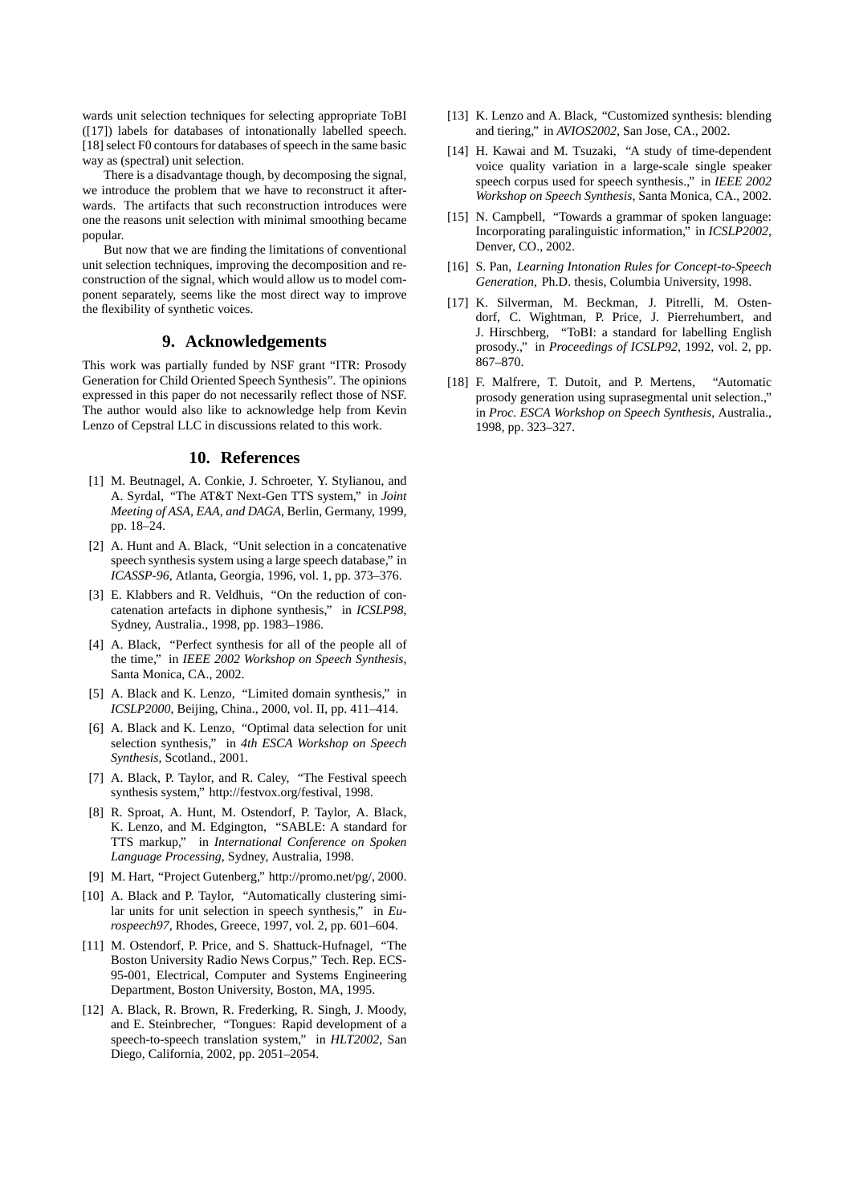wards unit selection techniques for selecting appropriate ToBI ([17]) labels for databases of intonationally labelled speech. [18] select F0 contours for databases of speech in the same basic way as (spectral) unit selection.

There is a disadvantage though, by decomposing the signal, we introduce the problem that we have to reconstruct it afterwards. The artifacts that such reconstruction introduces were one the reasons unit selection with minimal smoothing became popular.

But now that we are finding the limitations of conventional unit selection techniques, improving the decomposition and reconstruction of the signal, which would allow us to model component separately, seems like the most direct way to improve the flexibility of synthetic voices.

## 9. Acknowledgements

This work was partially funded by NSF grant "ITR: Prosody Generation for Child Oriented Speech Synthesis". The opinions expressed in this paper do not necessarily reflect those of NSF. The author would also like to acknowledge help from Kevin Lenzo of Cepstral LLC in discussions related to this work.

## 10. References

[1] M. Beutnagel, A. Conkie, J. Schroeter, Y. Stylianou, and A. Syrdal, "The AT&T Next-Gen TTS system," in *Joint Meeting of ASA, EAA, and DAGA*, Berlin, Germany, 1999, pp. 18–24.

[2] A. Hunt and A. Black, "Unit selection in a concatenative speech synthesis system using a large speech database," in *ICASSP-96*, Atlanta, Georgia, 1996, vol. 1, pp. 373–376.

[3] E. Klabbers and R. Veldhuis, "On the reduction of concatenation artefacts in diphone synthesis," in *ICSLP98*, Sydney, Australia., 1998, pp. 1983–1986.

[4] A. Black, "Perfect synthesis for all of the people all of the time," in *IEEE 2002 Workshop on Speech Synthesis*, Santa Monica, CA., 2002.

[5] A. Black and K. Lenzo, "Limited domain synthesis," in *ICSLP2000*, Beijing, China., 2000, vol. II, pp. 411–414.

[6] A. Black and K. Lenzo, "Optimal data selection for unit selection synthesis," in *4th ESCA Workshop on Speech Synthesis*, Scotland., 2001.

[7] A. Black, P. Taylor, and R. Caley, "The Festival speech synthesis system," http://festvox.org/festival, 1998.

[8] R. Sproat, A. Hunt, M. Ostendorf, P. Taylor, A. Black, K. Lenzo, and M. Edgington, "SABLE: A standard for TTS markup," in *International Conference on Spoken Language Processing*, Sydney, Australia, 1998.

[9] M. Hart, "Project Gutenberg," http://promo.net/pg/, 2000.

[10] A. Black and P. Taylor, "Automatically clustering similar units for unit selection in speech synthesis," in *Eurospeech97*, Rhodes, Greece, 1997, vol. 2, pp. 601–604.

[11] M. Ostendorf, P. Price, and S. Shattuck-Hufnagel, "The Boston University Radio News Corpus," Tech. Rep. ECS-95-001, Electrical, Computer and Systems Engineering Department, Boston University, Boston, MA, 1995.

[12] A. Black, R. Brown, R. Frederking, R. Singh, J. Moody, and E. Steinbrecher, "Tongues: Rapid development of a speech-to-speech translation system," in *HLT2002*, San Diego, California, 2002, pp. 2051–2054.

[13] K. Lenzo and A. Black, "Customized synthesis: blending and tiering," in *AVIOS2002*, San Jose, CA., 2002.

[14] H. Kawai and M. Tsuzaki, "A study of time-dependent voice quality variation in a large-scale single speaker speech corpus used for speech synthesis.," in *IEEE 2002 Workshop on Speech Synthesis*, Santa Monica, CA., 2002.

[15] N. Campbell, "Towards a grammar of spoken language: Incorporating paralinguistic information," in *ICSLP2002*, Denver, CO., 2002.

[16] S. Pan, *Learning Intonation Rules for Concept-to-Speech Generation*, Ph.D. thesis, Columbia University, 1998.

[17] K. Silverman, M. Beckman, J. Pitrelli, M. Ostendorf, C. Wightman, P. Price, J. Pierrehumbert, and J. Hirschberg, "ToBI: a standard for labelling English prosody.," in *Proceedings of ICSLP92*, 1992, vol. 2, pp. 867–870.

[18] F. Malfrere, T. Dutoit, and P. Mertens, "Automatic prosody generation using suprasegmental unit selection.," in *Proc. ESCA Workshop on Speech Synthesis*, Australia., 1998, pp. 323–327.